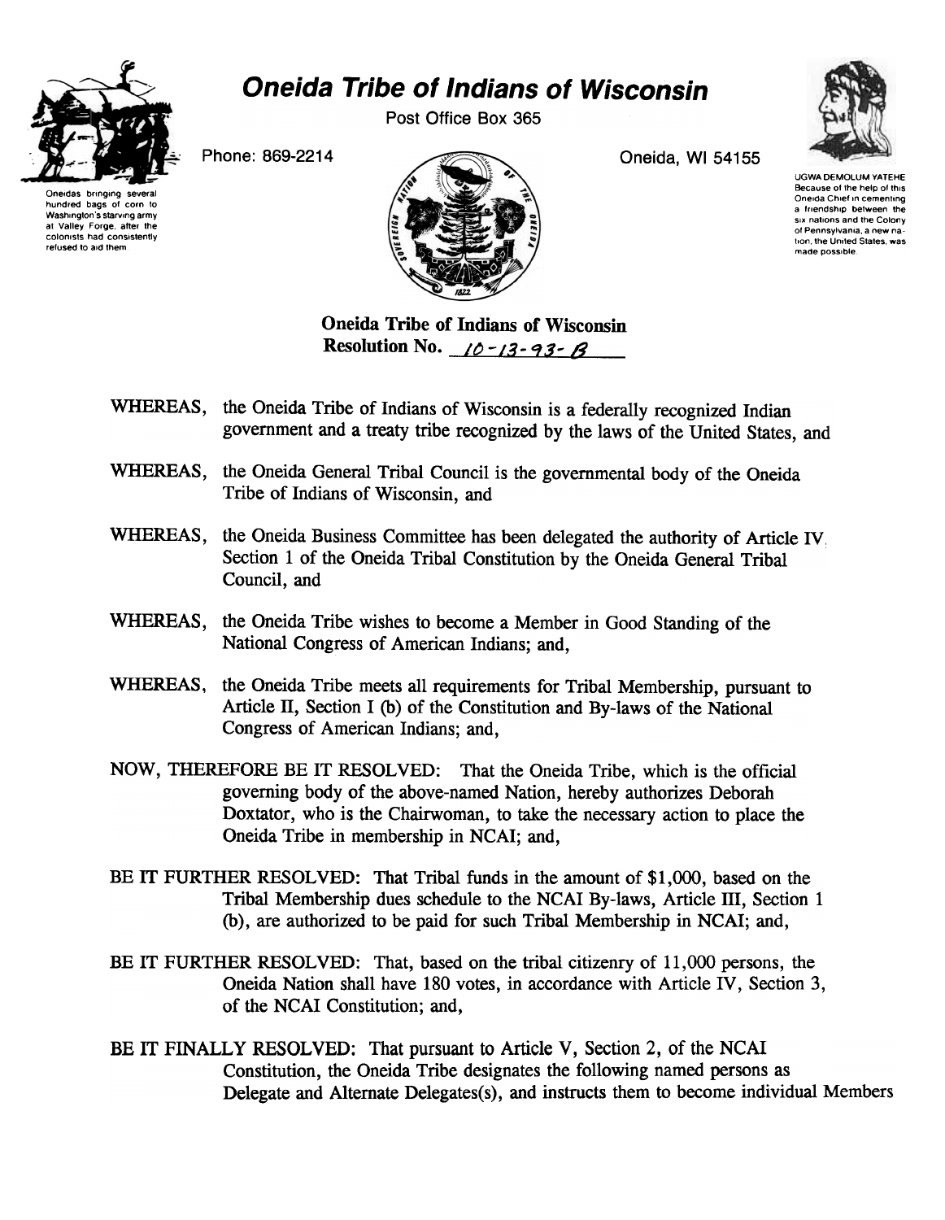# Oneida Tribe of Indians of Wisconsin

Post Office Box 365

Phone: 869-2214

Oneida, WI 54155

Oneidas bringing several hundred bags of corn to Washington's starving army at Valley Forge, after the colonists had consistently refused to aid them

UGWA DEMOLUM YATEHE
Because of the help of this Oneida Chief in cementing a friendship between the six nations and the Colony of Pennsylvania, a new nation, the United States, was made possible.

**Oneida Tribe of Indians of Wisconsin**
**Resolution No.** 10-13-93-B

WHEREAS, the Oneida Tribe of Indians of Wisconsin is a federally recognized Indian government and a treaty tribe recognized by the laws of the United States, and

WHEREAS, the Oneida General Tribal Council is the governmental body of the Oneida Tribe of Indians of Wisconsin, and

WHEREAS, the Oneida Business Committee has been delegated the authority of Article IV Section 1 of the Oneida Tribal Constitution by the Oneida General Tribal Council, and

WHEREAS, the Oneida Tribe wishes to become a Member in Good Standing of the National Congress of American Indians; and,

WHEREAS, the Oneida Tribe meets all requirements for Tribal Membership, pursuant to Article II, Section I (b) of the Constitution and By-laws of the National Congress of American Indians; and,

NOW, THEREFORE BE IT RESOLVED: That the Oneida Tribe, which is the official governing body of the above-named Nation, hereby authorizes Deborah Doxtator, who is the Chairwoman, to take the necessary action to place the Oneida Tribe in membership in NCAI; and,

BE IT FURTHER RESOLVED: That Tribal funds in the amount of $1,000, based on the Tribal Membership dues schedule to the NCAI By-laws, Article III, Section 1 (b), are authorized to be paid for such Tribal Membership in NCAI; and,

BE IT FURTHER RESOLVED: That, based on the tribal citizenry of 11,000 persons, the Oneida Nation shall have 180 votes, in accordance with Article IV, Section 3, of the NCAI Constitution; and,

BE IT FINALLY RESOLVED: That pursuant to Article V, Section 2, of the NCAI Constitution, the Oneida Tribe designates the following named persons as Delegate and Alternate Delegates(s), and instructs them to become individual Members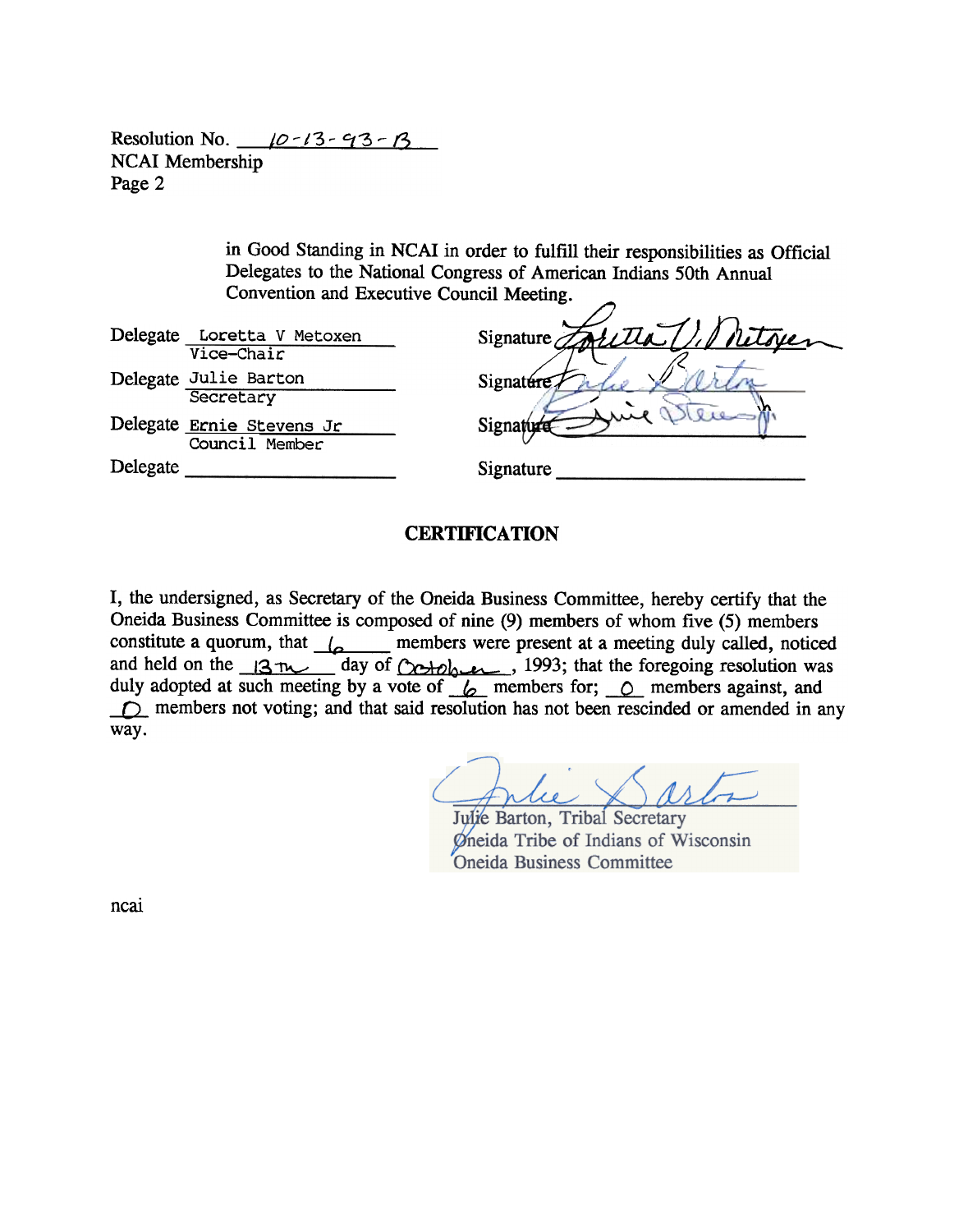Resolution No. 10-13-93-B
NCAI Membership
Page 2

in Good Standing in NCAI in order to fulfill their responsibilities as Official Delegates to the National Congress of American Indians 50th Annual Convention and Executive Council Meeting.

Delegate Loretta V Metoxen
Vice-Chair
Signature Loretta V. Metoxen

Delegate Julie Barton
Secretary
Signature Julie Barton

Delegate Ernie Stevens Jr
Council Member
Signature Ernie Stevens Jr

Delegate ____________________
Signature ____________________

## CERTIFICATION

I, the undersigned, as Secretary of the Oneida Business Committee, hereby certify that the Oneida Business Committee is composed of nine (9) members of whom five (5) members constitute a quorum, that 6 members were present at a meeting duly called, noticed and held on the 13th day of October, 1993; that the foregoing resolution was duly adopted at such meeting by a vote of 6 members for; 0 members against, and 0 members not voting; and that said resolution has not been rescinded or amended in any way.

Julie Barton
Julie Barton, Tribal Secretary
Oneida Tribe of Indians of Wisconsin
Oneida Business Committee

ncai